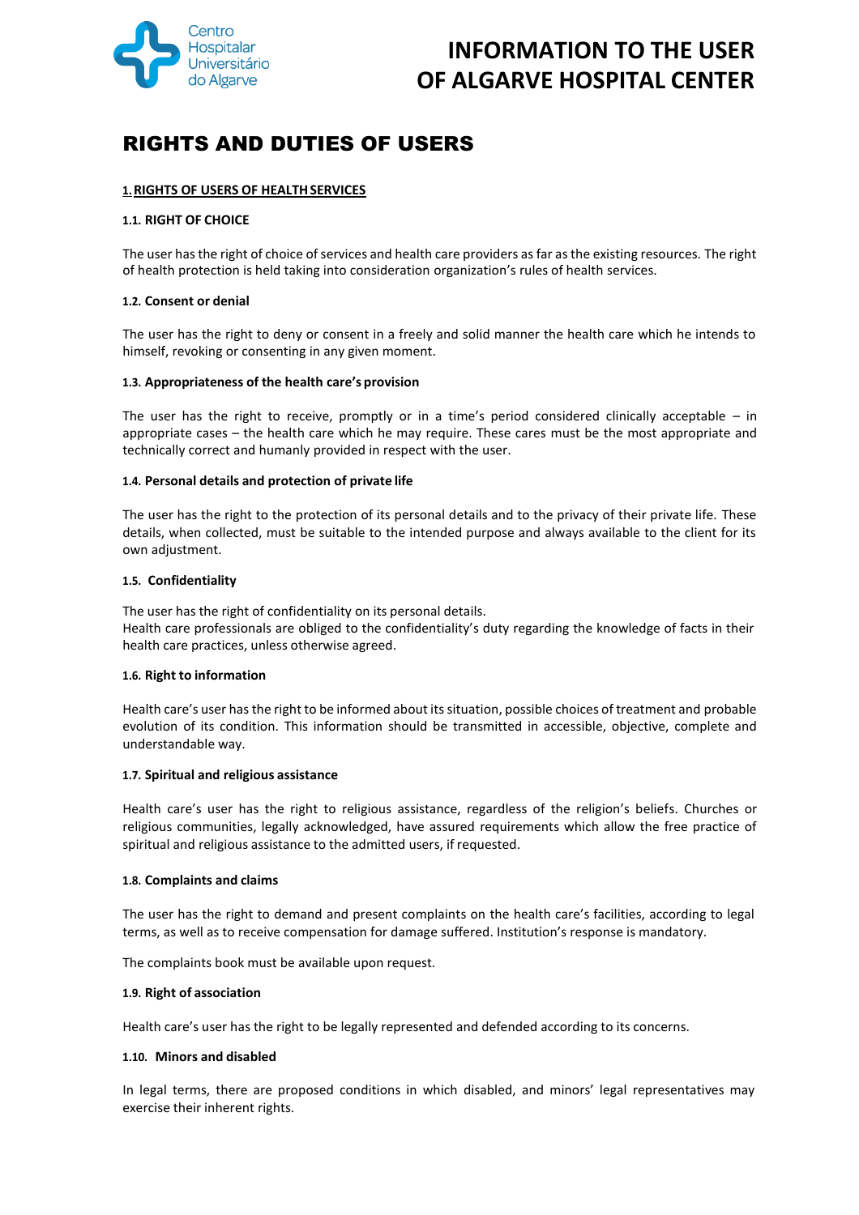Centro Hospitalar Universitário do Algarve

# INFORMATION TO THE USER OF ALGARVE HOSPITAL CENTER

## RIGHTS AND DUTIES OF USERS

**1. RIGHTS OF USERS OF HEALTH SERVICES**

**1.1. RIGHT OF CHOICE**

The user has the right of choice of services and health care providers as far as the existing resources. The right of health protection is held taking into consideration organization's rules of health services.

**1.2. Consent or denial**

The user has the right to deny or consent in a freely and solid manner the health care which he intends to himself, revoking or consenting in any given moment.

**1.3. Appropriateness of the health care's provision**

The user has the right to receive, promptly or in a time's period considered clinically acceptable – in appropriate cases – the health care which he may require. These cares must be the most appropriate and technically correct and humanly provided in respect with the user.

**1.4. Personal details and protection of private life**

The user has the right to the protection of its personal details and to the privacy of their private life. These details, when collected, must be suitable to the intended purpose and always available to the client for its own adjustment.

**1.5. Confidentiality**

The user has the right of confidentiality on its personal details.
Health care professionals are obliged to the confidentiality's duty regarding the knowledge of facts in their health care practices, unless otherwise agreed.

**1.6. Right to information**

Health care's user has the right to be informed about its situation, possible choices of treatment and probable evolution of its condition. This information should be transmitted in accessible, objective, complete and understandable way.

**1.7. Spiritual and religious assistance**

Health care's user has the right to religious assistance, regardless of the religion's beliefs. Churches or religious communities, legally acknowledged, have assured requirements which allow the free practice of spiritual and religious assistance to the admitted users, if requested.

**1.8. Complaints and claims**

The user has the right to demand and present complaints on the health care's facilities, according to legal terms, as well as to receive compensation for damage suffered. Institution's response is mandatory.

The complaints book must be available upon request.

**1.9. Right of association**

Health care's user has the right to be legally represented and defended according to its concerns.

**1.10. Minors and disabled**

In legal terms, there are proposed conditions in which disabled, and minors' legal representatives may exercise their inherent rights.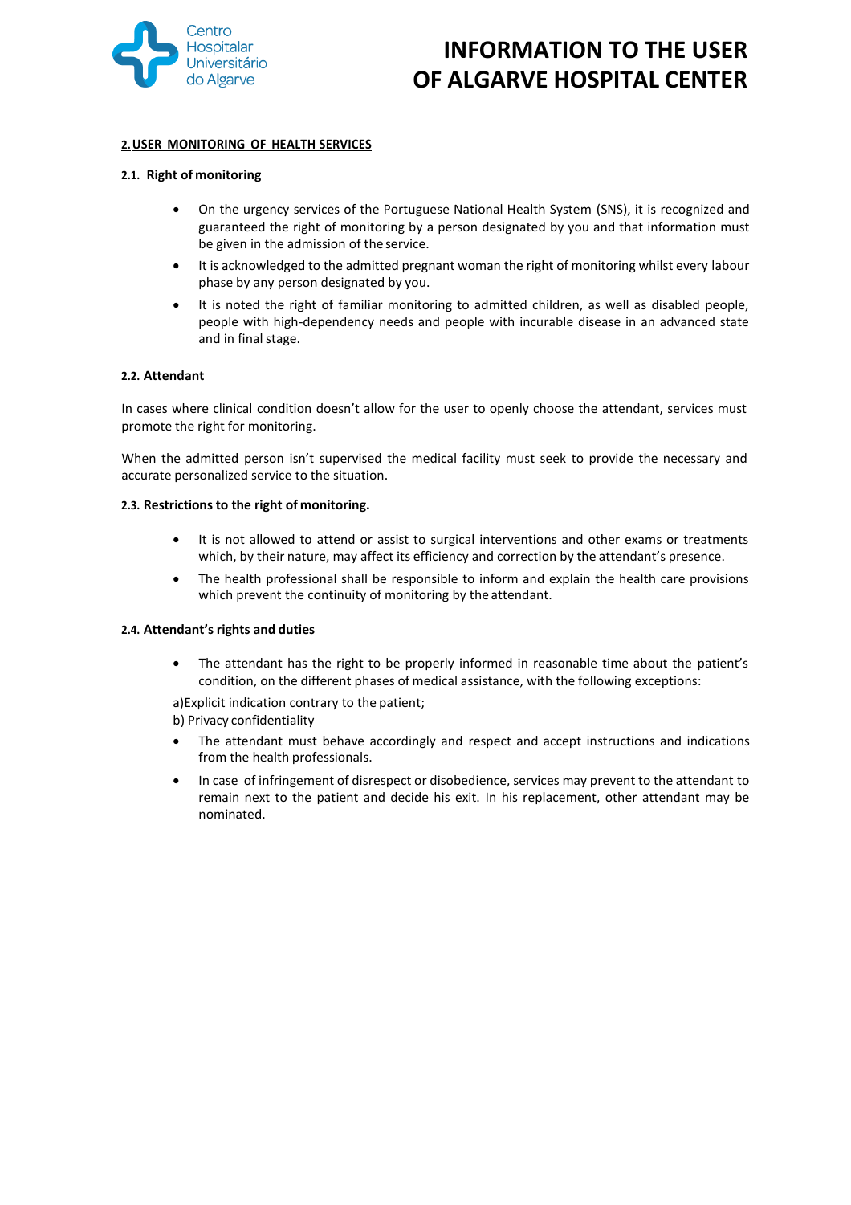## 2. USER MONITORING OF HEALTH SERVICES

### 2.1. Right of monitoring

- On the urgency services of the Portuguese National Health System (SNS), it is recognized and guaranteed the right of monitoring by a person designated by you and that information must be given in the admission of the service.
- It is acknowledged to the admitted pregnant woman the right of monitoring whilst every labour phase by any person designated by you.
- It is noted the right of familiar monitoring to admitted children, as well as disabled people, people with high-dependency needs and people with incurable disease in an advanced state and in final stage.

### 2.2. Attendant

In cases where clinical condition doesn't allow for the user to openly choose the attendant, services must promote the right for monitoring.

When the admitted person isn't supervised the medical facility must seek to provide the necessary and accurate personalized service to the situation.

### 2.3. Restrictions to the right of monitoring.

- It is not allowed to attend or assist to surgical interventions and other exams or treatments which, by their nature, may affect its efficiency and correction by the attendant's presence.
- The health professional shall be responsible to inform and explain the health care provisions which prevent the continuity of monitoring by the attendant.

### 2.4. Attendant's rights and duties

- The attendant has the right to be properly informed in reasonable time about the patient's condition, on the different phases of medical assistance, with the following exceptions:

a) Explicit indication contrary to the patient;
b) Privacy confidentiality

- The attendant must behave accordingly and respect and accept instructions and indications from the health professionals.
- In case of infringement of disrespect or disobedience, services may prevent to the attendant to remain next to the patient and decide his exit. In his replacement, other attendant may be nominated.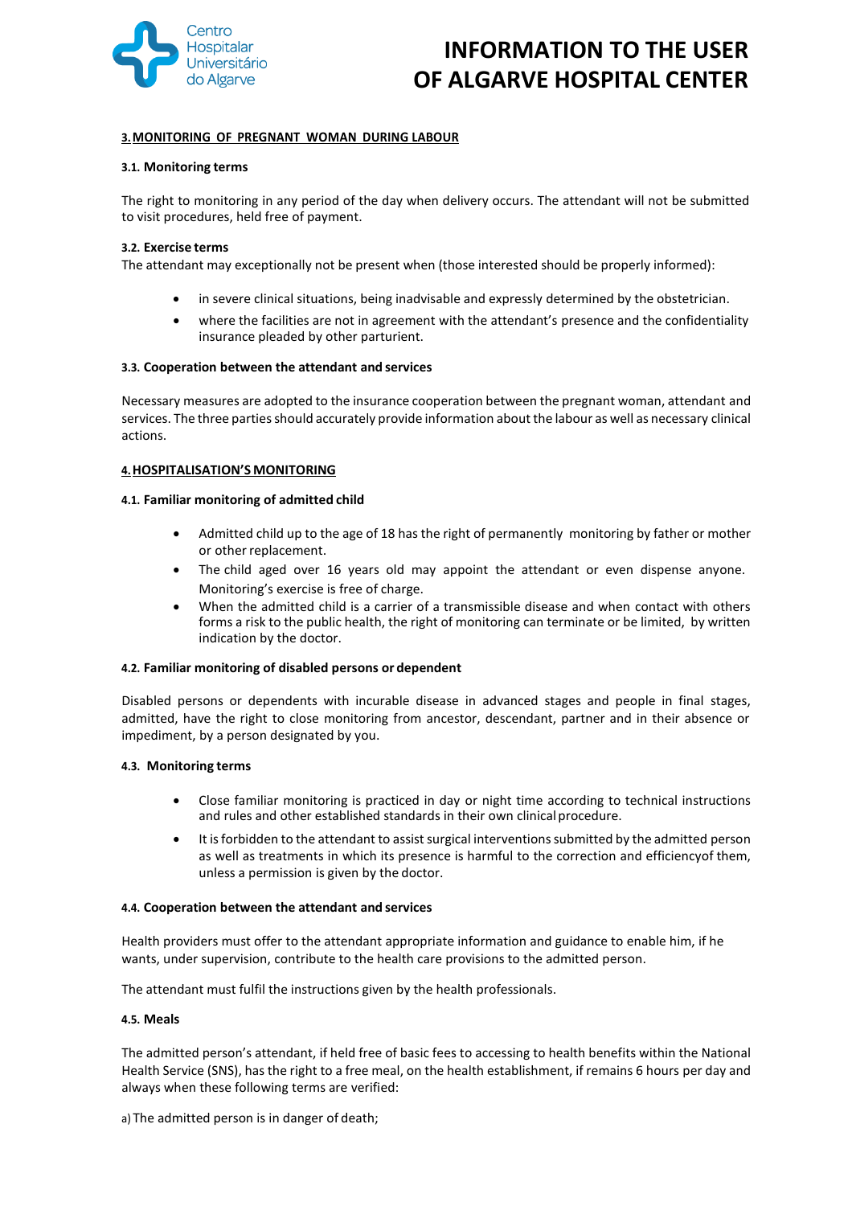### 3. MONITORING OF PREGNANT WOMAN DURING LABOUR

#### 3.1. Monitoring terms

The right to monitoring in any period of the day when delivery occurs. The attendant will not be submitted to visit procedures, held free of payment.

#### 3.2. Exercise terms

The attendant may exceptionally not be present when (those interested should be properly informed):

- in severe clinical situations, being inadvisable and expressly determined by the obstetrician.
- where the facilities are not in agreement with the attendant's presence and the confidentiality insurance pleaded by other parturient.

#### 3.3. Cooperation between the attendant and services

Necessary measures are adopted to the insurance cooperation between the pregnant woman, attendant and services. The three parties should accurately provide information about the labour as well as necessary clinical actions.

### 4. HOSPITALISATION'S MONITORING

#### 4.1. Familiar monitoring of admitted child

- Admitted child up to the age of 18 has the right of permanently monitoring by father or mother or other replacement.
- The child aged over 16 years old may appoint the attendant or even dispense anyone. Monitoring's exercise is free of charge.
- When the admitted child is a carrier of a transmissible disease and when contact with others forms a risk to the public health, the right of monitoring can terminate or be limited, by written indication by the doctor.

#### 4.2. Familiar monitoring of disabled persons or dependent

Disabled persons or dependents with incurable disease in advanced stages and people in final stages, admitted, have the right to close monitoring from ancestor, descendant, partner and in their absence or impediment, by a person designated by you.

#### 4.3. Monitoring terms

- Close familiar monitoring is practiced in day or night time according to technical instructions and rules and other established standards in their own clinical procedure.
- It is forbidden to the attendant to assist surgical interventions submitted by the admitted person as well as treatments in which its presence is harmful to the correction and efficiencyof them, unless a permission is given by the doctor.

#### 4.4. Cooperation between the attendant and services

Health providers must offer to the attendant appropriate information and guidance to enable him, if he wants, under supervision, contribute to the health care provisions to the admitted person.

The attendant must fulfil the instructions given by the health professionals.

#### 4.5. Meals

The admitted person's attendant, if held free of basic fees to accessing to health benefits within the National Health Service (SNS), has the right to a free meal, on the health establishment, if remains 6 hours per day and always when these following terms are verified:

a) The admitted person is in danger of death;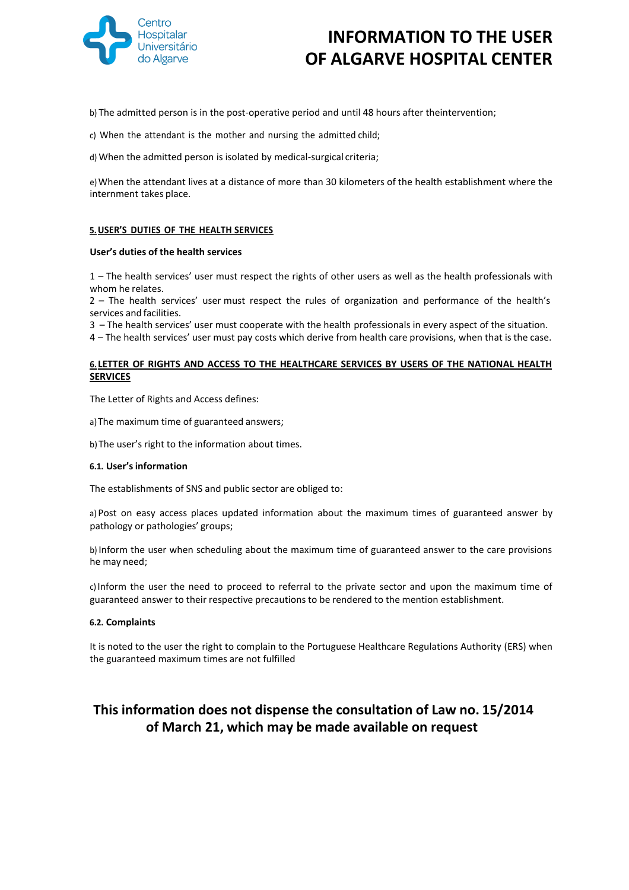b) The admitted person is in the post-operative period and until 48 hours after theintervention;

c) When the attendant is the mother and nursing the admitted child;

d) When the admitted person is isolated by medical-surgical criteria;

e) When the attendant lives at a distance of more than 30 kilometers of the health establishment where the internment takes place.

## 5. USER'S DUTIES OF THE HEALTH SERVICES

**User's duties of the health services**

1 – The health services' user must respect the rights of other users as well as the health professionals with whom he relates.
2 – The health services' user must respect the rules of organization and performance of the health's services and facilities.
3 – The health services' user must cooperate with the health professionals in every aspect of the situation.
4 – The health services' user must pay costs which derive from health care provisions, when that is the case.

## 6. LETTER OF RIGHTS AND ACCESS TO THE HEALTHCARE SERVICES BY USERS OF THE NATIONAL HEALTH SERVICES

The Letter of Rights and Access defines:

a) The maximum time of guaranteed answers;

b) The user's right to the information about times.

### 6.1. User's information

The establishments of SNS and public sector are obliged to:

a) Post on easy access places updated information about the maximum times of guaranteed answer by pathology or pathologies' groups;

b) Inform the user when scheduling about the maximum time of guaranteed answer to the care provisions he may need;

c) Inform the user the need to proceed to referral to the private sector and upon the maximum time of guaranteed answer to their respective precautions to be rendered to the mention establishment.

### 6.2. Complaints

It is noted to the user the right to complain to the Portuguese Healthcare Regulations Authority (ERS) when the guaranteed maximum times are not fulfilled

**This information does not dispense the consultation of Law no. 15/2014 of March 21, which may be made available on request**